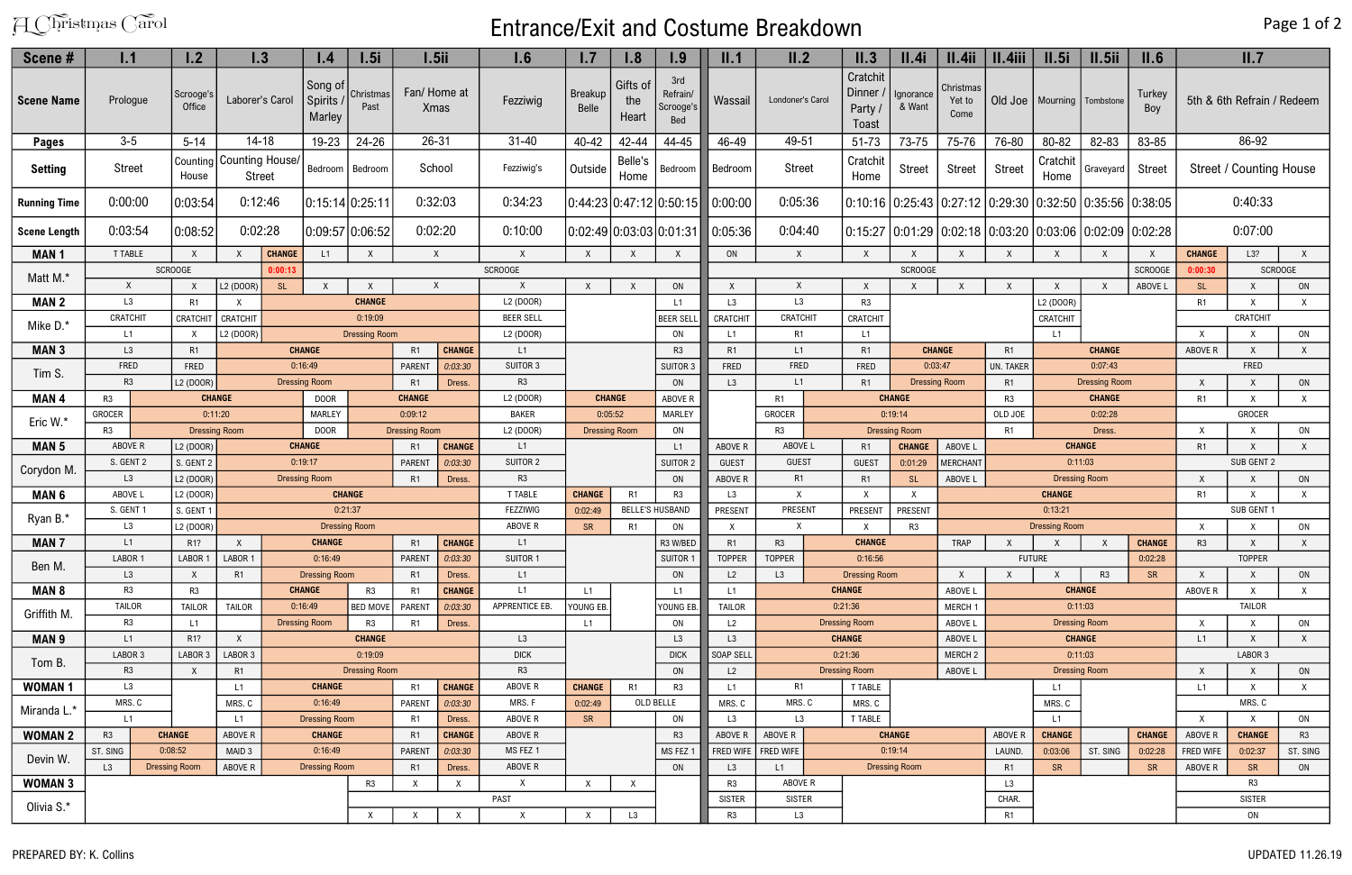# A Christmas Carol

## Entrance/Exit and Costume Breakdown

| Scene # | I.1 | | I.2 | I.3 | | I.4 | I.5i | I.5ii | | I.6 | I.7 | I.8 | I.9 | II.1 | II.2 | | II.3 | II.4i | II.4ii | II.4iii | II.5i | II.5ii | II.6 | II.7 | | |
|---|---|---|---|---|---|---|---|---|---|---|---|---|---|---|---|---|---|---|---|---|---|---|---|---|---|---|
| Scene Name | Prologue | | Scrooge's Office | Laborer's Carol | | Song of Spirits / Marley | Christmas Past | Fan/ Home at Xmas | | Fezziwig | Breakup Belle | Gifts of the Heart | 3rd Refrain/ Scrooge's Bed | Wassail | Londoner's Carol | | Cratchit Dinner / Party / Toast | Ignorance & Want | Christmas Yet to Come | Old Joe | Mourning | Tombstone | Turkey Boy | 5th & 6th Refrain / Redeem | | |
| Pages | 3-5 | | 5-14 | 14-18 | | 19-23 | 24-26 | 26-31 | | 31-40 | 40-42 | 42-44 | 44-45 | 46-49 | 49-51 | | 51-73 | 73-75 | 75-76 | 76-80 | 80-82 | 82-83 | 83-85 | 86-92 | | |
| Setting | Street | | Counting House | Counting House/ Street | | Bedroom | Bedroom | School | | Fezziwig's | Outside | Belle's Home | Bedroom | Bedroom | Street | | Cratchit Home | Street | Street | Street | Cratchit Home | Graveyard | Street | Street / Counting House | | |
| Running Time | 0:00:00 | | 0:03:54 | 0:12:46 | | 0:15:14 | 0:25:11 | 0:32:03 | | 0:34:23 | 0:44:23 | 0:47:12 | 0:50:15 | 0:00:00 | 0:05:36 | | 0:10:16 | 0:25:43 | 0:27:12 | 0:29:30 | 0:32:50 | 0:35:56 | 0:38:05 | 0:40:33 | | |
| Scene Length | 0:03:54 | | 0:08:52 | 0:02:28 | | 0:09:57 | 0:06:52 | 0:02:20 | | 0:10:00 | 0:02:49 | 0:03:03 | 0:01:31 | 0:05:36 | 0:04:40 | | 0:15:27 | 0:01:29 | 0:02:18 | 0:03:20 | 0:03:06 | 0:02:09 | 0:02:28 | 0:07:00 | | |
| **MAN 1** | T TABLE | | X | X | CHANGE | L1 | X | X | | X | X | X | X | ON | X | | X | X | X | X | X | X | X | CHANGE | L3? | X |
| Matt M.* | SCROOGE | | | | 0:00:13 | SCROOGE | | | | | | | | SCROOGE | | | | | | | | | SCROOGE | 0:00:30 | SCROOGE | |
| | X | | X | L2 (DOOR) | SL | X | X | X | | X | X | X | ON | X | X | | X | X | X | X | X | X | ABOVE L | SL | X | ON |
| **MAN 2** | L3 | | R1 | X | CHANGE | | | | | L2 (DOOR) | | | L1 | L3 | L3 | | R3 | | | | L2 (DOOR) | | | R1 | X | X |
| Mike D.* | CRATCHIT | | CRATCHIT | CRATCHIT | 0:19:09 | | | | | BEER SELL | | | BEER SELL | CRATCHIT | CRATCHIT | | CRATCHIT | | | | CRATCHIT | | | CRATCHIT | | |
| | L1 | | X | L2 (DOOR) | Dressing Room | | | | | L2 (DOOR) | | | ON | L1 | R1 | | L1 | | | | L1 | | | X | X | ON |
| **MAN 3** | L3 | | R1 | CHANGE | | | | R1 | CHANGE | L1 | | | R3 | R1 | L1 | | R1 | CHANGE | | R1 | CHANGE | | | ABOVE R | X | X |
| Tim S. | FRED | | FRED | 0:16:49 | | | | PARENT | 0:03:30 | SUITOR 3 | | | SUITOR 3 | FRED | FRED | | FRED | 0:03:47 | | UN. TAKER | 0:07:43 | | | FRED | | |
| | R3 | | L2 (DOOR) | Dressing Room | | | | R1 | Dress. | R3 | | | ON | L3 | L1 | | R1 | Dressing Room | | R1 | Dressing Room | | | X | X | ON |
| **MAN 4** | R3 | CHANGE | | | | DOOR | CHANGE | | | L2 (DOOR) | CHANGE | | ABOVE R | | R1 | CHANGE | | | | R3 | CHANGE | | | R1 | X | X |
| Eric W.* | GROCER | 0:11:20 | | | | MARLEY | 0:09:12 | | | BAKER | 0:05:52 | | MARLEY | | GROCER | 0:19:14 | | | | OLD JOE | 0:02:28 | | | GROCER | | |
| | R3 | Dressing Room | | | | DOOR | Dressing Room | | | L2 (DOOR) | Dressing Room | | ON | | R3 | Dressing Room | | | | R1 | Dress. | | | X | X | ON |
| **MAN 5** | ABOVE R | | L2 (DOOR) | CHANGE | | | | R1 | CHANGE | L1 | | | L1 | ABOVE R | ABOVE L | | R1 | CHANGE | ABOVE L | CHANGE | | | | R1 | X | X |
| Corydon M. | S. GENT 2 | | S. GENT 2 | 0:19:17 | | | | PARENT | 0:03:30 | SUITOR 2 | | | SUITOR 2 | GUEST | GUEST | | GUEST | 0:01:29 | MERCHANT | 0:11:03 | | | | SUB GENT 2 | | |
| | L3 | | L2 (DOOR) | Dressing Room | | | | R1 | Dress. | R3 | | | ON | ABOVE R | ABOVE R | | R1 | SL | ABOVE L | Dressing Room | | | | X | X | ON |
| **MAN 6** | ABOVE L | | L2 (DOOR) | CHANGE | | | | | | T TABLE | CHANGE | R1 | R3 | L3 | X | | X | X | CHANGE | | | | | R1 | X | X |
| Ryan B.* | S. GENT 1 | | S. GENT 1 | 0:21:37 | | | | | | FEZZIWIG | 0:02:49 | BELLE'S HUSBAND | | PRESENT | PRESENT | | PRESENT | PRESENT | 0:13:21 | | | | | SUB GENT 1 | | |
| | L3 | | L2 (DOOR) | Dressing Room | | | | | | ABOVE R | SR | R1 | ON | X | X | | X | R3 | Dressing Room | | | | | X | X | ON |
| **MAN 7** | L1 | | R1? | X | CHANGE | | | R1 | CHANGE | L1 | | | R3 W/BED | R1 | R3 | CHANGE | | | TRAP | X | X | X | CHANGE | R3 | X | X |
| Ben M. | LABOR 1 | | LABOR 1 | LABOR 1 | 0:16:49 | | | PARENT | 0:03:30 | SUITOR 1 | | | SUITOR 1 | TOPPER | TOPPER | 0:16:56 | | | FUTURE | | | | 0:02:28 | TOPPER | | |
| | L3 | | X | R1 | Dressing Room | | | R1 | Dress. | L1 | | | ON | L2 | L3 | Dressing Room | | | X | X | X | R3 | SR | X | X | ON |
| **MAN 8** | R3 | | R3 | | CHANGE | | R3 | R1 | CHANGE | L1 | L1 | | L1 | L1 | CHANGE | | | | ABOVE L | CHANGE | | | | ABOVE R | X | X |
| Griffith M. | TAILOR | | TAILOR | TAILOR | 0:16:49 | | BED MOVE | PARENT | 0:03:30 | APPRENTICE EB. | YOUNG EB. | | YOUNG EB. | TAILOR | 0:21:36 | | | | MERCH 1 | 0:11:03 | | | | TAILOR | | |
| | R3 | | L1 | | Dressing Room | | R3 | R1 | Dress. | L1 | L1 | | ON | L2 | Dressing Room | | | | ABOVE L | Dressing Room | | | | X | X | ON |
| **MAN 9** | L1 | | R1? | X | CHANGE | | | | | L3 | | | L3 | L3 | CHANGE | | | | ABOVE L | CHANGE | | | | L1 | X | X |
| Tom B. | LABOR 3 | | LABOR 3 | LABOR 3 | 0:19:09 | | | | | DICK | | | DICK | SOAP SELL | 0:21:36 | | | | MERCH 2 | 0:11:03 | | | | LABOR 3 | | |
| | R3 | | X | R1 | Dressing Room | | | | | R3 | | | ON | L2 | Dressing Room | | | | ABOVE L | Dressing Room | | | | X | X | ON |
| **WOMAN 1** | L3 | | | L1 | CHANGE | | | R1 | CHANGE | ABOVE R | CHANGE | R1 | R3 | L1 | R1 | | T TABLE | | | | L1 | | | L1 | X | X |
| Miranda L.* | MRS. C | | | MRS. C | 0:16:49 | | | PARENT | 0:03:30 | MRS. F | 0:02:49 | OLD BELLE | | MRS. C | MRS. C | | MRS. C | | | | MRS. C | | | MRS. C | | |
| | L1 | | | L1 | Dressing Room | | | R1 | Dress. | ABOVE R | SR | | ON | L3 | L3 | | T TABLE | | | | L1 | | | X | X | ON |
| **WOMAN 2** | R3 | CHANGE | | ABOVE R | CHANGE | | | R1 | CHANGE | ABOVE R | | | R3 | ABOVE R | ABOVE R | CHANGE | | | | ABOVE R | CHANGE | | CHANGE | ABOVE R | CHANGE | R3 |
| Devin W. | ST. SING | 0:08:52 | | MAID 3 | 0:16:49 | | | PARENT | 0:03:30 | MS FEZ 1 | | | MS FEZ 1 | FRED WIFE | FRED WIFE | 0:19:14 | | | | LAUND. | 0:03:06 | ST. SING | 0:02:28 | FRED WIFE | 0:02:37 | ST. SING |
| | L3 | Dressing Room | | ABOVE R | Dressing Room | | | R1 | Dress. | ABOVE R | | | ON | L3 | L1 | Dressing Room | | | | R1 | SR | | SR | ABOVE R | SR | ON |
| **WOMAN 3** | | | | | | R3 | X | X | | X | X | X | | R3 | ABOVE R | | | | | L3 | | | | R3 | | |
| Olivia S.* | | | | | | PAST | | | | | | | | SISTER | SISTER | | | | | CHAR. | | | | SISTER | | |
| | | | | | | X | X | X | | X | X | L3 | | R3 | L3 | | | | | R1 | | | | ON | | |

PREPARED BY: K. Collins

UPDATED 11.26.19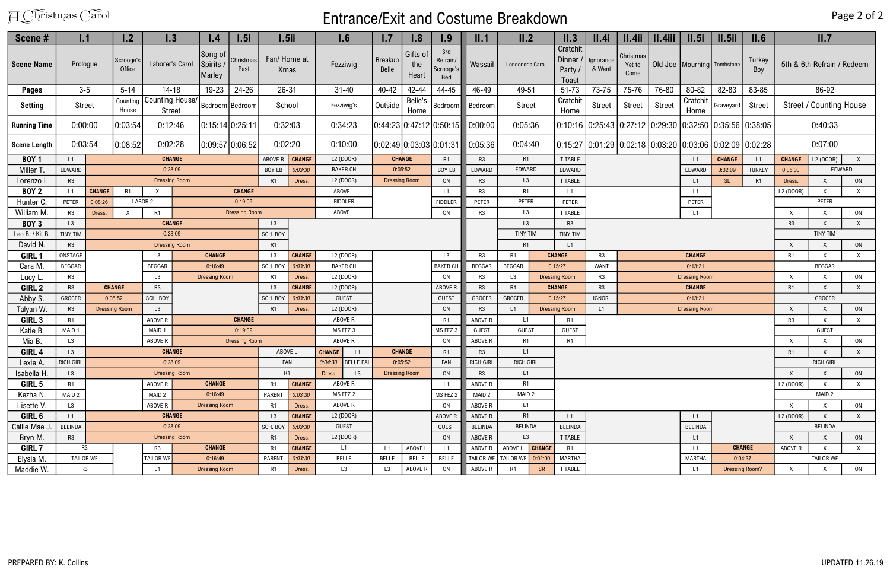# A Christmas Carol

## Entrance/Exit and Costume Breakdown

| Scene # | I.1 | | I.2 | I.3 | | I.4 | I.5i | I.5ii | | I.6 | | I.7 | I.8 | I.9 | II.1 | II.2 | | II.3 | II.4i | II.4ii | II.4iii | II.5i | II.5ii | II.6 | II.7 | | |
|---|---|---|---|---|---|---|---|---|---|---|---|---|---|---|---|---|---|---|---|---|---|---|---|---|---|---|---|
| **Scene Name** | Prologue | | Scrooge's Office | Laborer's Carol | | Song of Spirits / Marley | Christmas Past | Fan/ Home at Xmas | | Fezziwig | | Breakup Belle | Gifts of the Heart | 3rd Refrain/ Scrooge's Bed | Wassail | Londoner's Carol | | Cratchit Dinner / Party / Toast | Ignorance & Want | Christmas Yet to Come | Old Joe | Mourning | Tombstone | Turkey Boy | 5th & 6th Refrain / Redeem | | |
| **Pages** | 3-5 | | 5-14 | 14-18 | | 19-23 | 24-26 | 26-31 | | 31-40 | | 40-42 | 42-44 | 44-45 | 46-49 | 49-51 | | 51-73 | 73-75 | 75-76 | 76-80 | 80-82 | 82-83 | 83-85 | 86-92 | | |
| **Setting** | Street | | Counting House | Counting House/ Street | | Bedroom | Bedroom | School | | Fezziwig's | | Outside | Belle's Home | Bedroom | Bedroom | Street | | Cratchit Home | Street | Street | Street | Cratchit Home | Graveyard | Street | Street / Counting House | | |
| **Running Time** | 0:00:00 | | 0:03:54 | 0:12:46 | | 0:15:14 | 0:25:11 | 0:32:03 | | 0:34:23 | | 0:44:23 | 0:47:12 | 0:50:15 | 0:00:00 | 0:05:36 | | 0:10:16 | 0:25:43 | 0:27:12 | 0:29:30 | 0:32:50 | 0:35:56 | 0:38:05 | 0:40:33 | | |
| **Scene Length** | 0:03:54 | | 0:08:52 | 0:02:28 | | 0:09:57 | 0:06:52 | 0:02:20 | | 0:10:00 | | 0:02:49 | 0:03:03 | 0:01:31 | 0:05:36 | 0:04:40 | | 0:15:27 | 0:01:29 | 0:02:18 | 0:03:20 | 0:03:06 | 0:02:09 | 0:02:28 | 0:07:00 | | |
| **BOY 1** | L1 | CHANGE | | | | | | ABOVE R | CHANGE | L2 (DOOR) | | CHANGE | | R1 | R3 | R1 | | T TABLE | | | | L1 | CHANGE | L1 | CHANGE | L2 (DOOR) | X |
| Miller T. | EDWARD | 0:28:09 | | | | | | BOY EB | 0:03:30 | BAKER CH | | 0:05:52 | | BOY EB | EDWARD | EDWARD | | EDWARD | | | | EDWARD | 0:02:09 | TURKEY | 0:05:00 | EDWARD | |
| Lorenzo L | R3 | Dressing Room | | | | | | R1 | Dress. | L2 (DOOR) | | Dressing Room | | ON | R3 | L3 | | T TABLE | | | | L1 | SL | R1 | Dress. | X | ON |
| **BOY 2** | L1 | CHANGE | R1 | X | CHANGE | | | | | ABOVE L | | | | L1 | R3 | R1 | | L1 | | | | L1 | | | L2 (DOOR) | X | X |
| Hunter C. | PETER | 0:08:26 | LABOR 2 | | 0:19:09 | | | | | FIDDLER | | | | FIDDLER | PETER | PETER | | PETER | | | | PETER | | | PETER | | |
| William M. | R3 | Dress. | X | R1 | Dressing Room | | | | | ABOVE L | | | | ON | R3 | L3 | | T TABLE | | | | L1 | | | X | X | ON |
| **BOY 3** | L3 | CHANGE | | | | | | L3 | | | | | | | | L3 | | R3 | | | | | | | R3 | X | X |
| Leo B. / Kit B. | TINY TIM | 0:28:09 | | | | | | SCH. BOY | | | | | | | | TINY TIM | | TINY TIM | | | | | | | TINY TIM | | |
| David N. | R3 | Dressing Room | | | | | | R1 | | | | | | | | R1 | | L1 | | | | | | | X | X | ON |
| **GIRL 1** | ONSTAGE | | | L3 | CHANGE | | | L3 | CHANGE | L2 (DOOR) | | | | L3 | R3 | R1 | CHANGE | | R3 | CHANGE | | | | | R1 | X | X |
| Cara M. | BEGGAR | | | BEGGAR | 0:16:49 | | | SCH. BOY | 0:03:30 | BAKER CH | | | | BAKER CH | BEGGAR | BEGGAR | 0:15:27 | | WANT | 0:13:21 | | | | | BEGGAR | | |
| Lucy L. | R3 | | | L3 | Dressing Room | | | R1 | Dress. | L2 (DOOR) | | | | ON | R3 | L3 | Dressing Room | | R3 | Dressing Room | | | | | X | X | ON |
| **GIRL 2** | R3 | CHANGE | | R3 | | | | L3 | CHANGE | L2 (DOOR) | | | | ABOVE R | R3 | R1 | CHANGE | | R3 | CHANGE | | | | | R1 | X | X |
| Abby S. | GROCER | 0:08:52 | | SCH. BOY | | | | SCH. BOY | 0:03:30 | GUEST | | | | GUEST | GROCER | GROCER | 0:15:27 | | IGNOR. | 0:13:21 | | | | | GROCER | | |
| Talyan W. | R3 | Dressing Room | | L3 | | | | R1 | Dress. | L2 (DOOR) | | | | ON | R3 | L1 | Dressing Room | | L1 | Dressing Room | | | | | X | X | ON |
| **GIRL 3** | R1 | | | ABOVE R | CHANGE | | | | | ABOVE R | | | | R1 | ABOVE R | L1 | | R1 | | | | | | | R3 | X | X |
| Katie B. | MAID 1 | | | MAID 1 | 0:19:09 | | | | | MS FEZ 3 | | | | MS FEZ 3 | GUEST | GUEST | | GUEST | | | | | | | GUEST | | |
| Mia B. | L3 | | | ABOVE R | Dressing Room | | | | | ABOVE R | | | | ON | ABOVE R | R1 | | R1 | | | | | | | X | X | ON |
| **GIRL 4** | L3 | CHANGE | | | | | | ABOVE L | | CHANGE | L1 | CHANGE | | R1 | R3 | L1 | | | | | | | | | R1 | X | X |
| Lexie A. | RICH GIRL | 0:28:09 | | | | | | FAN | | 0:04:30 | BELLE PAL | 0:05:52 | | FAN | RICH GIRL | RICH GIRL | | | | | | | | | RICH GIRL | | |
| Isabella H. | L3 | Dressing Room | | | | | | R1 | | Dress. | L3 | Dressing Room | | ON | R3 | L1 | | | | | | | | | X | X | ON |
| **GIRL 5** | R1 | | | ABOVE R | CHANGE | | | R1 | CHANGE | ABOVE R | | | | L1 | ABOVE R | R1 | | | | | | | | | L2 (DOOR) | X | X |
| Kezha N. | MAID 2 | | | MAID 2 | 0:16:49 | | | PARENT | 0:03:30 | MS FEZ 2 | | | | MS FEZ 2 | MAID 2 | MAID 2 | | | | | | | | | MAID 2 | | |
| Lisette V. | L3 | | | ABOVE R | Dressing Room | | | R1 | Dress. | ABOVE R | | | | ON | ABOVE R | L1 | | | | | | | | | X | X | ON |
| **GIRL 6** | L1 | CHANGE | | | | | | L3 | CHANGE | L2 (DOOR) | | | | ABOVE R | ABOVE R | R1 | | L1 | | | | L1 | | | L2 (DOOR) | X | X |
| Callie Mae J. | BELINDA | 0:28:09 | | | | | | SCH. BOY | 0:03:30 | GUEST | | | | GUEST | BELINDA | BELINDA | | BELINDA | | | | BELINDA | | | BELINDA | | |
| Bryn M. | R3 | Dressing Room | | | | | | R1 | Dress. | L2 (DOOR) | | | | ON | ABOVE R | L3 | | T TABLE | | | | L1 | | | X | X | ON |
| **GIRL 7** | R3 | | | R3 | CHANGE | | | R1 | CHANGE | L1 | | L1 | ABOVE L | L1 | ABOVE R | ABOVE L | CHANGE | R1 | | | | L1 | CHANGE | | ABOVE R | X | X |
| Elysia M. | TAILOR WF | | | TAILOR WF | 0:16:49 | | | PARENT | 0:03:30 | BELLE | | BELLE | BELLE | BELLE | TAILOR WF | TAILOR WF | 0:02:00 | MARTHA | | | | MARTHA | 0:04:37 | | TAILOR WF | | |
| Maddie W. | R3 | | | L1 | Dressing Room | | | R1 | Dress. | L3 | | L3 | ABOVE R | ON | ABOVE R | R1 | SR | T TABLE | | | | L1 | Dressing Room? | | X | X | ON |

PREPARED BY: K. Collins

UPDATED 11.26.19